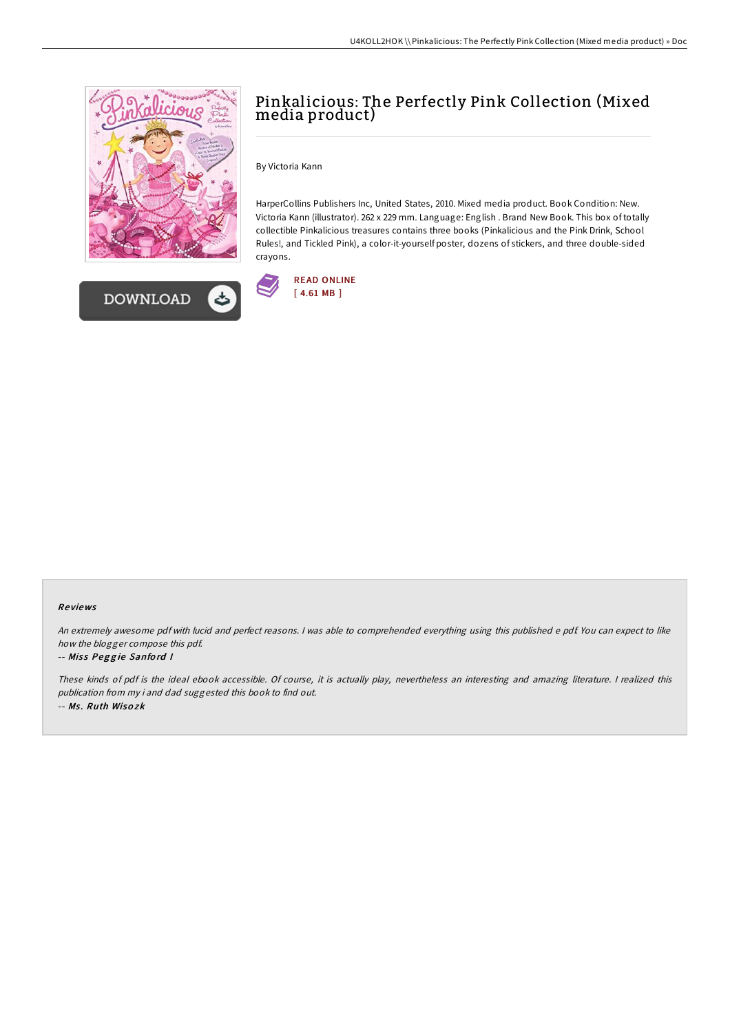# Pinkalicious: The Perfectly Pink Collection (Mixed media product)

By Victoria Kann

HarperCollins Publishers Inc, United States, 2010. Mixed media product. Book Condition: New. Victoria Kann (illustrator). 262 x 229 mm. Language: English . Brand New Book. This box of totally collectible Pinkalicious treasures contains three books (Pinkalicious and the Pink Drink, School Rules!, and Tickled Pink), a color-it-yourself poster, dozens of stickers, and three double-sided crayons.

READ ONLINE
[ 4.61 MB ]

DOWNLOAD

### Reviews

*An extremely awesome pdf with lucid and perfect reasons. I was able to comprehended everything using this published e pdf. You can expect to like how the blogger compose this pdf.*

-- *Miss Peggie Sanford I*

*These kinds of pdf is the ideal ebook accessible. Of course, it is actually play, nevertheless an interesting and amazing literature. I realized this publication from my i and dad suggested this book to find out.*

-- *Ms. Ruth Wisozk*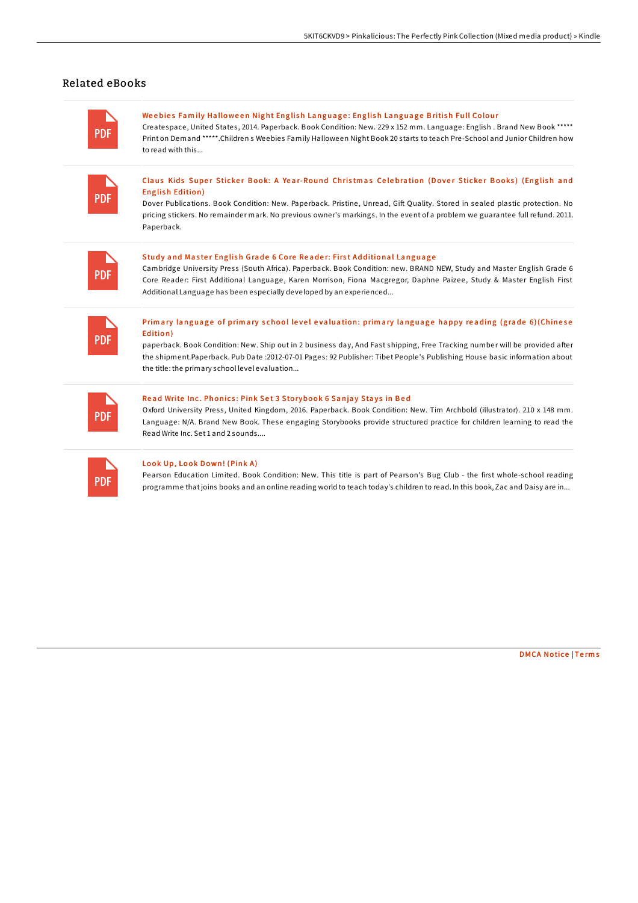## Related eBooks

### Weebies Family Halloween Night English Language: English Language British Full Colour

Createspace, United States, 2014. Paperback. Book Condition: New. 229 x 152 mm. Language: English . Brand New Book ***** Print on Demand *****.Children s Weebies Family Halloween Night Book 20 starts to teach Pre-School and Junior Children how to read with this...

### Claus Kids Super Sticker Book: A Year-Round Christmas Celebration (Dover Sticker Books) (English and English Edition)

Dover Publications. Book Condition: New. Paperback. Pristine, Unread, Gift Quality. Stored in sealed plastic protection. No pricing stickers. No remainder mark. No previous owner's markings. In the event of a problem we guarantee full refund. 2011. Paperback.

### Study and Master English Grade 6 Core Reader: First Additional Language

Cambridge University Press (South Africa). Paperback. Book Condition: new. BRAND NEW, Study and Master English Grade 6 Core Reader: First Additional Language, Karen Morrison, Fiona Macgregor, Daphne Paizee, Study & Master English First Additional Language has been especially developed by an experienced...

### Primary language of primary school level evaluation: primary language happy reading (grade 6)(Chinese Edition)

paperback. Book Condition: New. Ship out in 2 business day, And Fast shipping, Free Tracking number will be provided after the shipment.Paperback. Pub Date :2012-07-01 Pages: 92 Publisher: Tibet People's Publishing House basic information about the title: the primary school level evaluation...

### Read Write Inc. Phonics: Pink Set 3 Storybook 6 Sanjay Stays in Bed

Oxford University Press, United Kingdom, 2016. Paperback. Book Condition: New. Tim Archbold (illustrator). 210 x 148 mm. Language: N/A. Brand New Book. These engaging Storybooks provide structured practice for children learning to read the Read Write Inc. Set 1 and 2 sounds....

### Look Up, Look Down! (Pink A)

Pearson Education Limited. Book Condition: New. This title is part of Pearson's Bug Club - the first whole-school reading programme that joins books and an online reading world to teach today's children to read. In this book, Zac and Daisy are in...